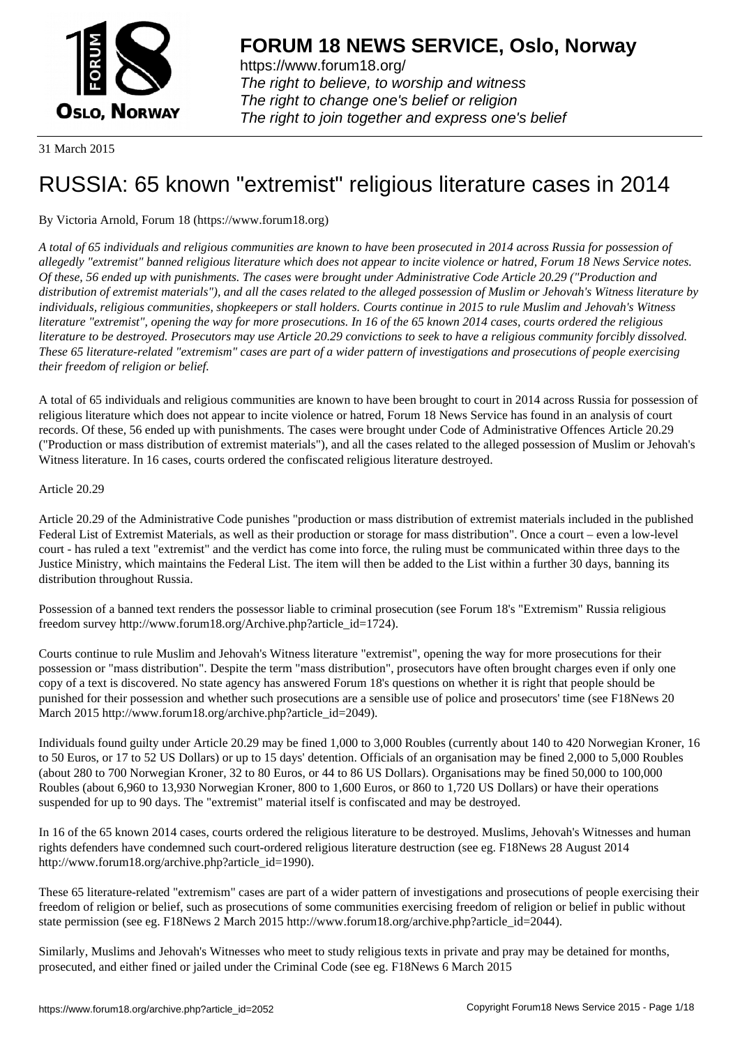# FORUM 18 NEWS SERVICE, Oslo, Norway

https://www.forum18.org/
*The right to believe, to worship and witness*
*The right to change one's belief or religion*
*The right to join together and express one's belief*

31 March 2015

# RUSSIA: 65 known "extremist" religious literature cases in 2014

By Victoria Arnold, Forum 18 (https://www.forum18.org)

*A total of 65 individuals and religious communities are known to have been prosecuted in 2014 across Russia for possession of allegedly "extremist" banned religious literature which does not appear to incite violence or hatred, Forum 18 News Service notes. Of these, 56 ended up with punishments. The cases were brought under Administrative Code Article 20.29 ("Production and distribution of extremist materials"), and all the cases related to the alleged possession of Muslim or Jehovah's Witness literature by individuals, religious communities, shopkeepers or stall holders. Courts continue in 2015 to rule Muslim and Jehovah's Witness literature "extremist", opening the way for more prosecutions. In 16 of the 65 known 2014 cases, courts ordered the religious literature to be destroyed. Prosecutors may use Article 20.29 convictions to seek to have a religious community forcibly dissolved. These 65 literature-related "extremism" cases are part of a wider pattern of investigations and prosecutions of people exercising their freedom of religion or belief.*

A total of 65 individuals and religious communities are known to have been brought to court in 2014 across Russia for possession of religious literature which does not appear to incite violence or hatred, Forum 18 News Service has found in an analysis of court records. Of these, 56 ended up with punishments. The cases were brought under Code of Administrative Offences Article 20.29 ("Production or mass distribution of extremist materials"), and all the cases related to the alleged possession of Muslim or Jehovah's Witness literature. In 16 cases, courts ordered the confiscated religious literature destroyed.

Article 20.29

Article 20.29 of the Administrative Code punishes "production or mass distribution of extremist materials included in the published Federal List of Extremist Materials, as well as their production or storage for mass distribution". Once a court – even a low-level court - has ruled a text "extremist" and the verdict has come into force, the ruling must be communicated within three days to the Justice Ministry, which maintains the Federal List. The item will then be added to the List within a further 30 days, banning its distribution throughout Russia.

Possession of a banned text renders the possessor liable to criminal prosecution (see Forum 18's "Extremism" Russia religious freedom survey http://www.forum18.org/Archive.php?article_id=1724).

Courts continue to rule Muslim and Jehovah's Witness literature "extremist", opening the way for more prosecutions for their possession or "mass distribution". Despite the term "mass distribution", prosecutors have often brought charges even if only one copy of a text is discovered. No state agency has answered Forum 18's questions on whether it is right that people should be punished for their possession and whether such prosecutions are a sensible use of police and prosecutors' time (see F18News 20 March 2015 http://www.forum18.org/archive.php?article_id=2049).

Individuals found guilty under Article 20.29 may be fined 1,000 to 3,000 Roubles (currently about 140 to 420 Norwegian Kroner, 16 to 50 Euros, or 17 to 52 US Dollars) or up to 15 days' detention. Officials of an organisation may be fined 2,000 to 5,000 Roubles (about 280 to 700 Norwegian Kroner, 32 to 80 Euros, or 44 to 86 US Dollars). Organisations may be fined 50,000 to 100,000 Roubles (about 6,960 to 13,930 Norwegian Kroner, 800 to 1,600 Euros, or 860 to 1,720 US Dollars) or have their operations suspended for up to 90 days. The "extremist" material itself is confiscated and may be destroyed.

In 16 of the 65 known 2014 cases, courts ordered the religious literature to be destroyed. Muslims, Jehovah's Witnesses and human rights defenders have condemned such court-ordered religious literature destruction (see eg. F18News 28 August 2014 http://www.forum18.org/archive.php?article_id=1990).

These 65 literature-related "extremism" cases are part of a wider pattern of investigations and prosecutions of people exercising their freedom of religion or belief, such as prosecutions of some communities exercising freedom of religion or belief in public without state permission (see eg. F18News 2 March 2015 http://www.forum18.org/archive.php?article_id=2044).

Similarly, Muslims and Jehovah's Witnesses who meet to study religious texts in private and pray may be detained for months, prosecuted, and either fined or jailed under the Criminal Code (see eg. F18News 6 March 2015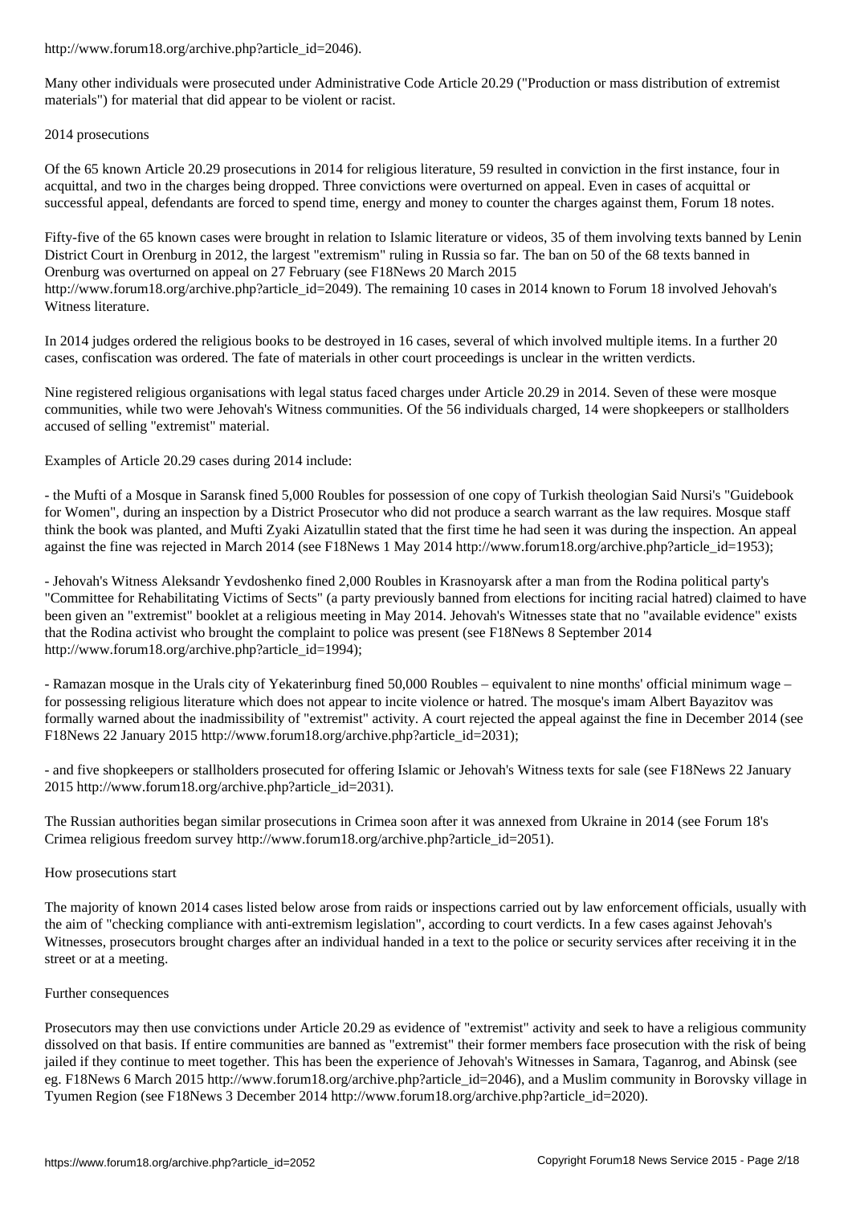http://www.forum18.org/archive.php?article_id=2046).

Many other individuals were prosecuted under Administrative Code Article 20.29 ("Production or mass distribution of extremist materials") for material that did appear to be violent or racist.

## 2014 prosecutions

Of the 65 known Article 20.29 prosecutions in 2014 for religious literature, 59 resulted in conviction in the first instance, four in acquittal, and two in the charges being dropped. Three convictions were overturned on appeal. Even in cases of acquittal or successful appeal, defendants are forced to spend time, energy and money to counter the charges against them, Forum 18 notes.

Fifty-five of the 65 known cases were brought in relation to Islamic literature or videos, 35 of them involving texts banned by Lenin District Court in Orenburg in 2012, the largest "extremism" ruling in Russia so far. The ban on 50 of the 68 texts banned in Orenburg was overturned on appeal on 27 February (see F18News 20 March 2015 http://www.forum18.org/archive.php?article_id=2049). The remaining 10 cases in 2014 known to Forum 18 involved Jehovah's Witness literature.

In 2014 judges ordered the religious books to be destroyed in 16 cases, several of which involved multiple items. In a further 20 cases, confiscation was ordered. The fate of materials in other court proceedings is unclear in the written verdicts.

Nine registered religious organisations with legal status faced charges under Article 20.29 in 2014. Seven of these were mosque communities, while two were Jehovah's Witness communities. Of the 56 individuals charged, 14 were shopkeepers or stallholders accused of selling "extremist" material.

Examples of Article 20.29 cases during 2014 include:

- the Mufti of a Mosque in Saransk fined 5,000 Roubles for possession of one copy of Turkish theologian Said Nursi's "Guidebook for Women", during an inspection by a District Prosecutor who did not produce a search warrant as the law requires. Mosque staff think the book was planted, and Mufti Zyaki Aizatullin stated that the first time he had seen it was during the inspection. An appeal against the fine was rejected in March 2014 (see F18News 1 May 2014 http://www.forum18.org/archive.php?article_id=1953);

- Jehovah's Witness Aleksandr Yevdoshenko fined 2,000 Roubles in Krasnoyarsk after a man from the Rodina political party's "Committee for Rehabilitating Victims of Sects" (a party previously banned from elections for inciting racial hatred) claimed to have been given an "extremist" booklet at a religious meeting in May 2014. Jehovah's Witnesses state that no "available evidence" exists that the Rodina activist who brought the complaint to police was present (see F18News 8 September 2014 http://www.forum18.org/archive.php?article_id=1994);

- Ramazan mosque in the Urals city of Yekaterinburg fined 50,000 Roubles – equivalent to nine months' official minimum wage – for possessing religious literature which does not appear to incite violence or hatred. The mosque's imam Albert Bayazitov was formally warned about the inadmissibility of "extremist" activity. A court rejected the appeal against the fine in December 2014 (see F18News 22 January 2015 http://www.forum18.org/archive.php?article_id=2031);

- and five shopkeepers or stallholders prosecuted for offering Islamic or Jehovah's Witness texts for sale (see F18News 22 January 2015 http://www.forum18.org/archive.php?article_id=2031).

The Russian authorities began similar prosecutions in Crimea soon after it was annexed from Ukraine in 2014 (see Forum 18's Crimea religious freedom survey http://www.forum18.org/archive.php?article_id=2051).

## How prosecutions start

The majority of known 2014 cases listed below arose from raids or inspections carried out by law enforcement officials, usually with the aim of "checking compliance with anti-extremism legislation", according to court verdicts. In a few cases against Jehovah's Witnesses, prosecutors brought charges after an individual handed in a text to the police or security services after receiving it in the street or at a meeting.

## Further consequences

Prosecutors may then use convictions under Article 20.29 as evidence of "extremist" activity and seek to have a religious community dissolved on that basis. If entire communities are banned as "extremist" their former members face prosecution with the risk of being jailed if they continue to meet together. This has been the experience of Jehovah's Witnesses in Samara, Taganrog, and Abinsk (see eg. F18News 6 March 2015 http://www.forum18.org/archive.php?article_id=2046), and a Muslim community in Borovsky village in Tyumen Region (see F18News 3 December 2014 http://www.forum18.org/archive.php?article_id=2020).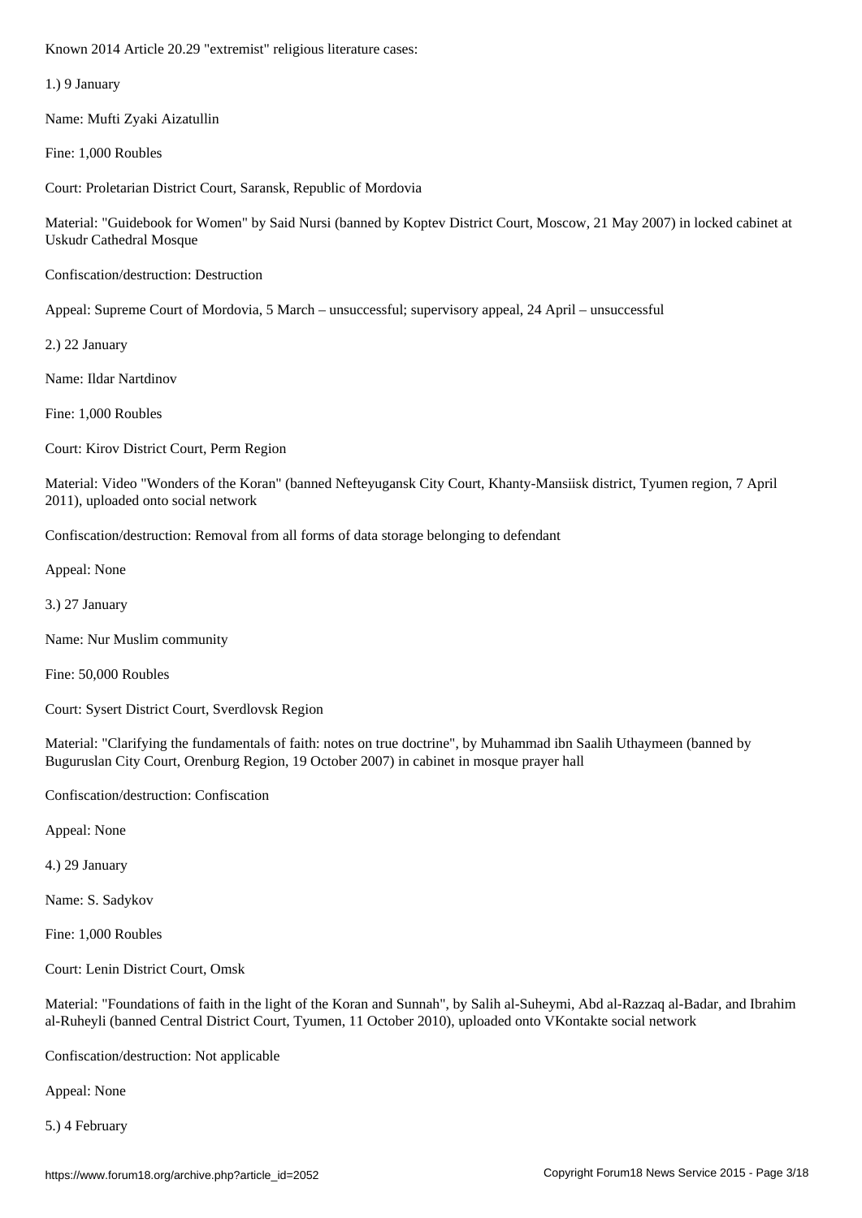Known 2014 Article 20.29 "extremist" religious literature cases:

1.) 9 January

Name: Mufti Zyaki Aizatullin

Fine: 1,000 Roubles

Court: Proletarian District Court, Saransk, Republic of Mordovia

Material: "Guidebook for Women" by Said Nursi (banned by Koptev District Court, Moscow, 21 May 2007) in locked cabinet at Uskudr Cathedral Mosque

Confiscation/destruction: Destruction

Appeal: Supreme Court of Mordovia, 5 March – unsuccessful; supervisory appeal, 24 April – unsuccessful

2.) 22 January

Name: Ildar Nartdinov

Fine: 1,000 Roubles

Court: Kirov District Court, Perm Region

Material: Video "Wonders of the Koran" (banned Nefteyugansk City Court, Khanty-Mansiisk district, Tyumen region, 7 April 2011), uploaded onto social network

Confiscation/destruction: Removal from all forms of data storage belonging to defendant

Appeal: None

3.) 27 January

Name: Nur Muslim community

Fine: 50,000 Roubles

Court: Sysert District Court, Sverdlovsk Region

Material: "Clarifying the fundamentals of faith: notes on true doctrine", by Muhammad ibn Saalih Uthaymeen (banned by Buguruslan City Court, Orenburg Region, 19 October 2007) in cabinet in mosque prayer hall

Confiscation/destruction: Confiscation

Appeal: None

4.) 29 January

Name: S. Sadykov

Fine: 1,000 Roubles

Court: Lenin District Court, Omsk

Material: "Foundations of faith in the light of the Koran and Sunnah", by Salih al-Suheymi, Abd al-Razzaq al-Badar, and Ibrahim al-Ruheyli (banned Central District Court, Tyumen, 11 October 2010), uploaded onto VKontakte social network

Confiscation/destruction: Not applicable

Appeal: None

5.) 4 February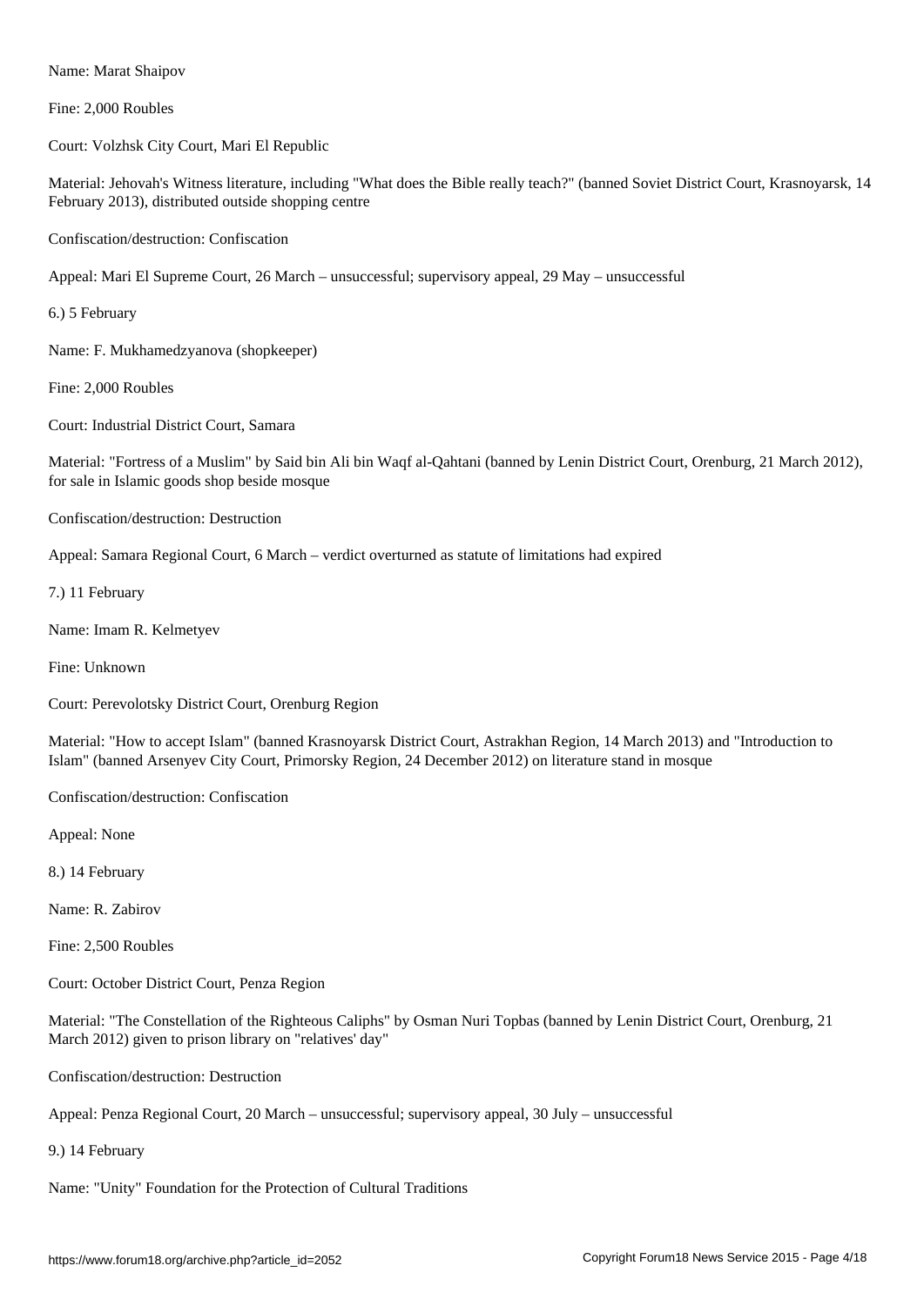Name: Marat Shaipov

Fine: 2,000 Roubles

Court: Volzhsk City Court, Mari El Republic

Material: Jehovah's Witness literature, including "What does the Bible really teach?" (banned Soviet District Court, Krasnoyarsk, 14 February 2013), distributed outside shopping centre

Confiscation/destruction: Confiscation

Appeal: Mari El Supreme Court, 26 March – unsuccessful; supervisory appeal, 29 May – unsuccessful

6.) 5 February

Name: F. Mukhamedzyanova (shopkeeper)

Fine: 2,000 Roubles

Court: Industrial District Court, Samara

Material: "Fortress of a Muslim" by Said bin Ali bin Waqf al-Qahtani (banned by Lenin District Court, Orenburg, 21 March 2012), for sale in Islamic goods shop beside mosque

Confiscation/destruction: Destruction

Appeal: Samara Regional Court, 6 March – verdict overturned as statute of limitations had expired

7.) 11 February

Name: Imam R. Kelmetyev

Fine: Unknown

Court: Perevolotsky District Court, Orenburg Region

Material: "How to accept Islam" (banned Krasnoyarsk District Court, Astrakhan Region, 14 March 2013) and "Introduction to Islam" (banned Arsenyev City Court, Primorsky Region, 24 December 2012) on literature stand in mosque

Confiscation/destruction: Confiscation

Appeal: None

8.) 14 February

Name: R. Zabirov

Fine: 2,500 Roubles

Court: October District Court, Penza Region

Material: "The Constellation of the Righteous Caliphs" by Osman Nuri Topbas (banned by Lenin District Court, Orenburg, 21 March 2012) given to prison library on "relatives' day"

Confiscation/destruction: Destruction

Appeal: Penza Regional Court, 20 March – unsuccessful; supervisory appeal, 30 July – unsuccessful

9.) 14 February

Name: "Unity" Foundation for the Protection of Cultural Traditions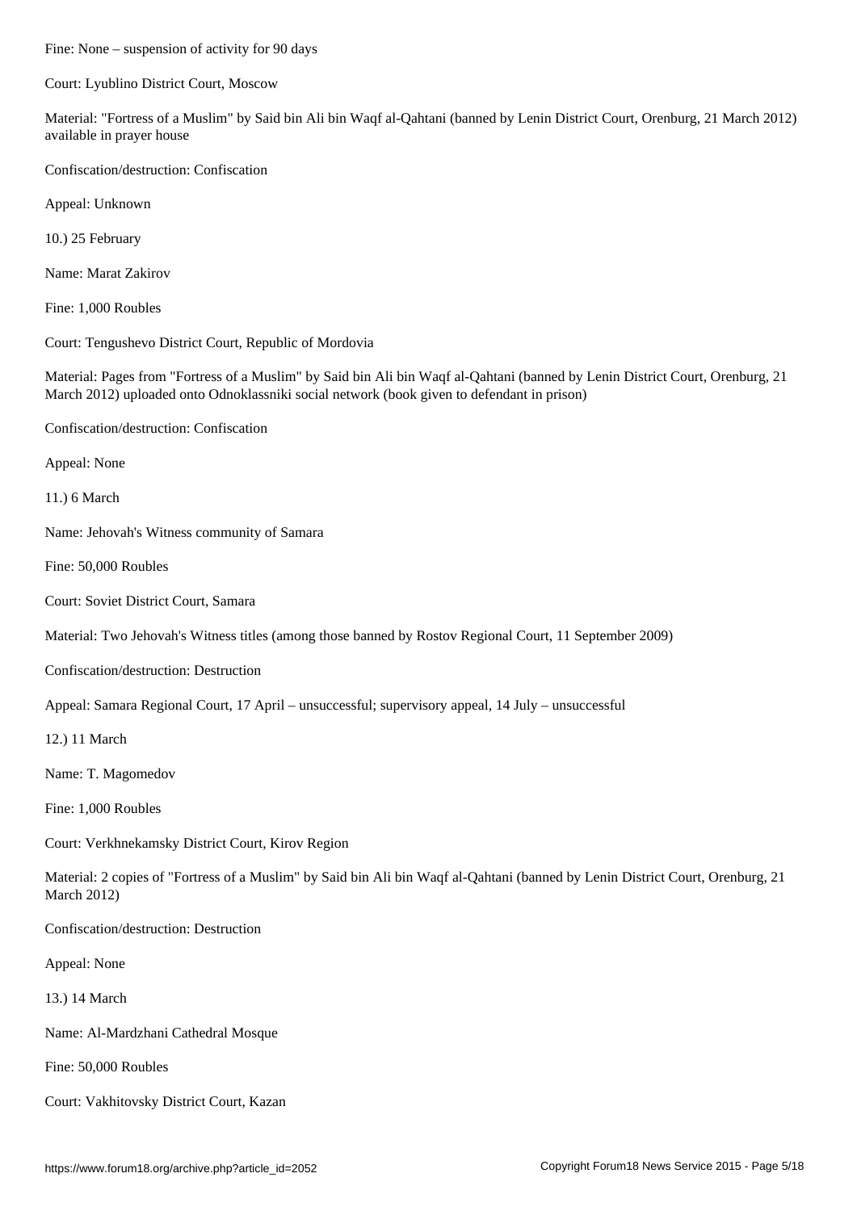Fine: None – suspension of activity for 90 days

Court: Lyublino District Court, Moscow

Material: "Fortress of a Muslim" by Said bin Ali bin Waqf al-Qahtani (banned by Lenin District Court, Orenburg, 21 March 2012) available in prayer house

Confiscation/destruction: Confiscation

Appeal: Unknown

10.) 25 February

Name: Marat Zakirov

Fine: 1,000 Roubles

Court: Tengushevo District Court, Republic of Mordovia

Material: Pages from "Fortress of a Muslim" by Said bin Ali bin Waqf al-Qahtani (banned by Lenin District Court, Orenburg, 21 March 2012) uploaded onto Odnoklassniki social network (book given to defendant in prison)

Confiscation/destruction: Confiscation

Appeal: None

11.) 6 March

Name: Jehovah's Witness community of Samara

Fine: 50,000 Roubles

Court: Soviet District Court, Samara

Material: Two Jehovah's Witness titles (among those banned by Rostov Regional Court, 11 September 2009)

Confiscation/destruction: Destruction

Appeal: Samara Regional Court, 17 April – unsuccessful; supervisory appeal, 14 July – unsuccessful

12.) 11 March

Name: T. Magomedov

Fine: 1,000 Roubles

Court: Verkhnekamsky District Court, Kirov Region

Material: 2 copies of "Fortress of a Muslim" by Said bin Ali bin Waqf al-Qahtani (banned by Lenin District Court, Orenburg, 21 March 2012)

Confiscation/destruction: Destruction

Appeal: None

13.) 14 March

Name: Al-Mardzhani Cathedral Mosque

Fine: 50,000 Roubles

Court: Vakhitovsky District Court, Kazan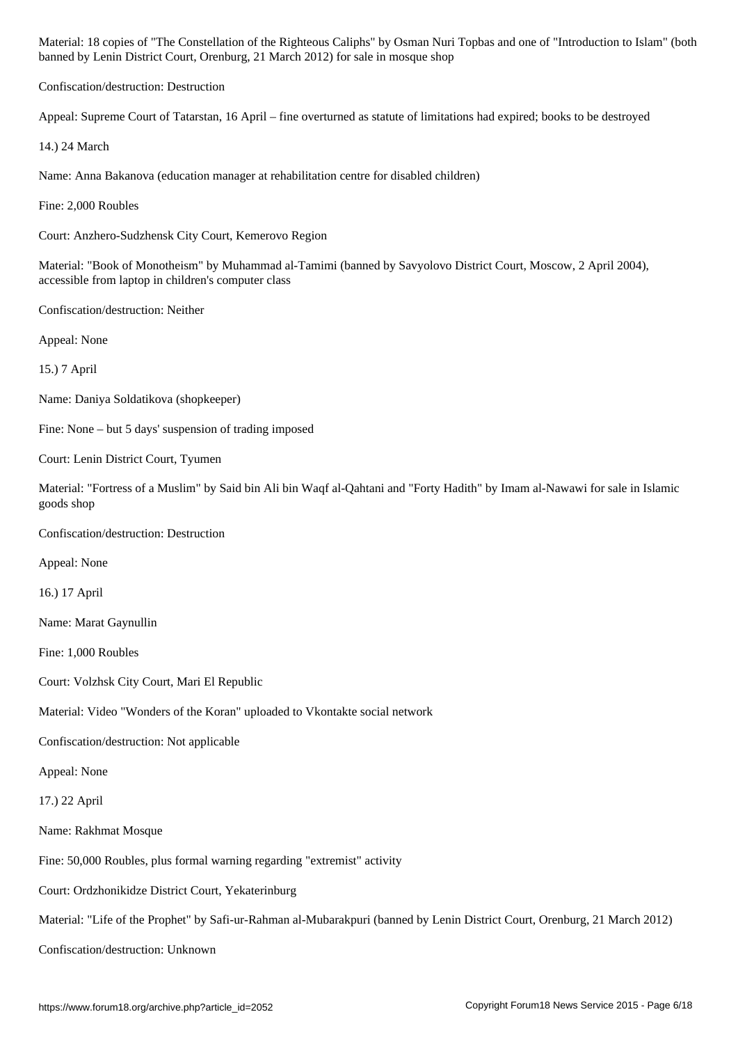Material: 18 copies of "The Constellation of the Righteous Caliphs" by Osman Nuri Topbas and one of "Introduction to Islam" (both banned by Lenin District Court, Orenburg, 21 March 2012) for sale in mosque shop

Confiscation/destruction: Destruction

Appeal: Supreme Court of Tatarstan, 16 April – fine overturned as statute of limitations had expired; books to be destroyed

14.) 24 March

Name: Anna Bakanova (education manager at rehabilitation centre for disabled children)

Fine: 2,000 Roubles

Court: Anzhero-Sudzhensk City Court, Kemerovo Region

Material: "Book of Monotheism" by Muhammad al-Tamimi (banned by Savyolovo District Court, Moscow, 2 April 2004), accessible from laptop in children's computer class

Confiscation/destruction: Neither

Appeal: None

15.) 7 April

Name: Daniya Soldatikova (shopkeeper)

Fine: None – but 5 days' suspension of trading imposed

Court: Lenin District Court, Tyumen

Material: "Fortress of a Muslim" by Said bin Ali bin Waqf al-Qahtani and "Forty Hadith" by Imam al-Nawawi for sale in Islamic goods shop

Confiscation/destruction: Destruction

Appeal: None

16.) 17 April

Name: Marat Gaynullin

Fine: 1,000 Roubles

Court: Volzhsk City Court, Mari El Republic

Material: Video "Wonders of the Koran" uploaded to Vkontakte social network

Confiscation/destruction: Not applicable

Appeal: None

17.) 22 April

Name: Rakhmat Mosque

Fine: 50,000 Roubles, plus formal warning regarding "extremist" activity

Court: Ordzhonikidze District Court, Yekaterinburg

Material: "Life of the Prophet" by Safi-ur-Rahman al-Mubarakpuri (banned by Lenin District Court, Orenburg, 21 March 2012)

Confiscation/destruction: Unknown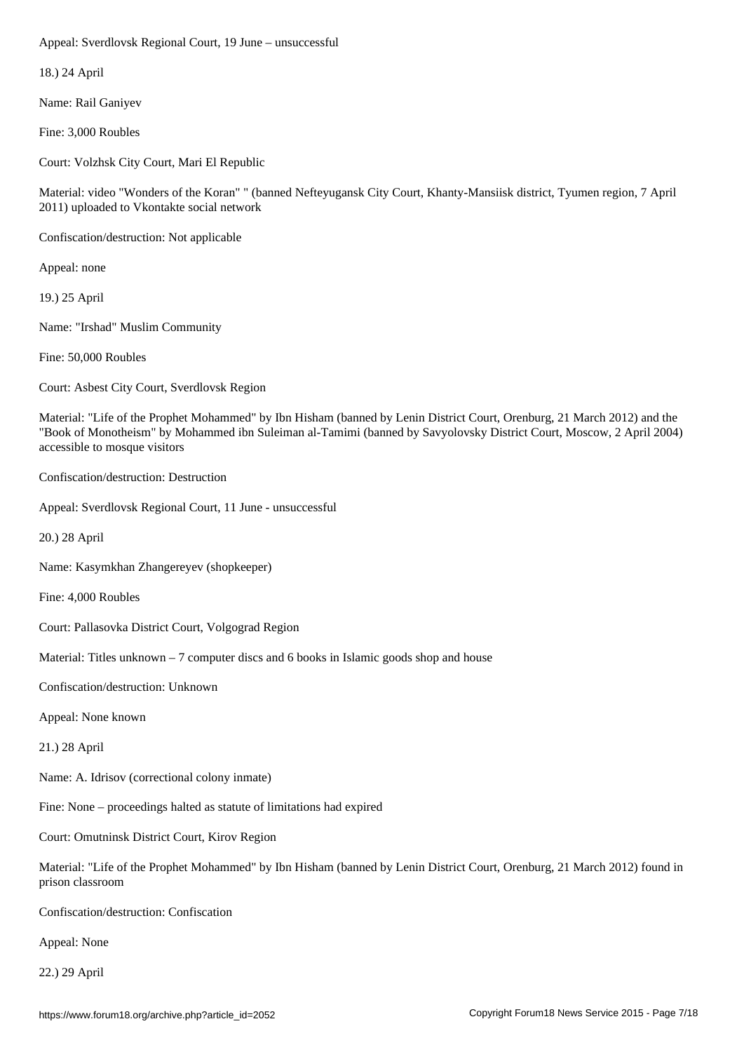Appeal: Sverdlovsk Regional Court, 19 June – unsuccessful

18.) 24 April

Name: Rail Ganiyev

Fine: 3,000 Roubles

Court: Volzhsk City Court, Mari El Republic

Material: video "Wonders of the Koran" " (banned Nefteyugansk City Court, Khanty-Mansiisk district, Tyumen region, 7 April 2011) uploaded to Vkontakte social network

Confiscation/destruction: Not applicable

Appeal: none

19.) 25 April

Name: "Irshad" Muslim Community

Fine: 50,000 Roubles

Court: Asbest City Court, Sverdlovsk Region

Material: "Life of the Prophet Mohammed" by Ibn Hisham (banned by Lenin District Court, Orenburg, 21 March 2012) and the "Book of Monotheism" by Mohammed ibn Suleiman al-Tamimi (banned by Savyolovsky District Court, Moscow, 2 April 2004) accessible to mosque visitors

Confiscation/destruction: Destruction

Appeal: Sverdlovsk Regional Court, 11 June - unsuccessful

20.) 28 April

Name: Kasymkhan Zhangereyev (shopkeeper)

Fine: 4,000 Roubles

Court: Pallasovka District Court, Volgograd Region

Material: Titles unknown – 7 computer discs and 6 books in Islamic goods shop and house

Confiscation/destruction: Unknown

Appeal: None known

21.) 28 April

Name: A. Idrisov (correctional colony inmate)

Fine: None – proceedings halted as statute of limitations had expired

Court: Omutninsk District Court, Kirov Region

Material: "Life of the Prophet Mohammed" by Ibn Hisham (banned by Lenin District Court, Orenburg, 21 March 2012) found in prison classroom

Confiscation/destruction: Confiscation

Appeal: None

22.) 29 April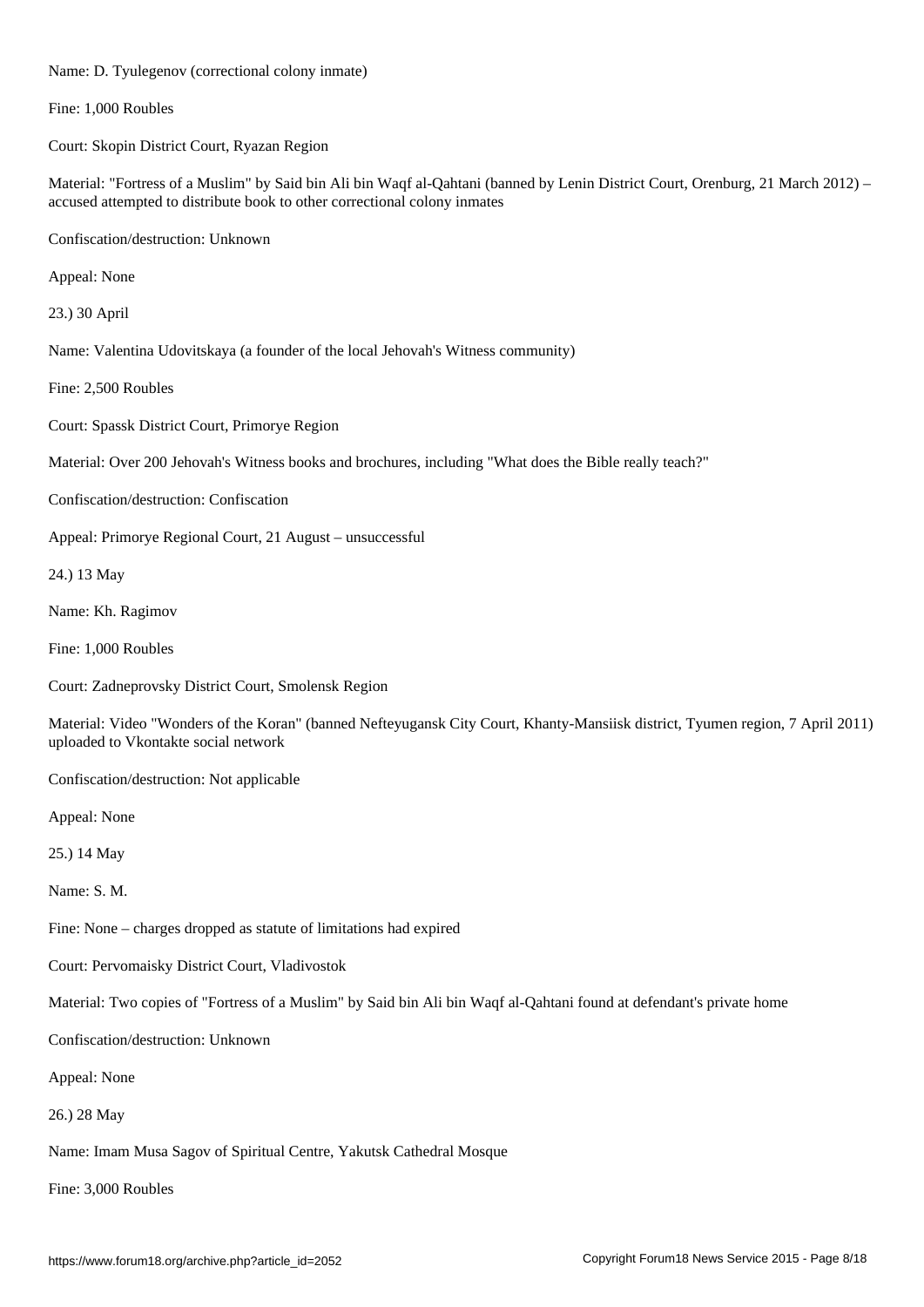Name: D. Tyulegenov (correctional colony inmate)

Fine: 1,000 Roubles

Court: Skopin District Court, Ryazan Region

Material: "Fortress of a Muslim" by Said bin Ali bin Waqf al-Qahtani (banned by Lenin District Court, Orenburg, 21 March 2012) – accused attempted to distribute book to other correctional colony inmates

Confiscation/destruction: Unknown

Appeal: None

23.) 30 April

Name: Valentina Udovitskaya (a founder of the local Jehovah's Witness community)

Fine: 2,500 Roubles

Court: Spassk District Court, Primorye Region

Material: Over 200 Jehovah's Witness books and brochures, including "What does the Bible really teach?"

Confiscation/destruction: Confiscation

Appeal: Primorye Regional Court, 21 August – unsuccessful

24.) 13 May

Name: Kh. Ragimov

Fine: 1,000 Roubles

Court: Zadneprovsky District Court, Smolensk Region

Material: Video "Wonders of the Koran" (banned Nefteyugansk City Court, Khanty-Mansiisk district, Tyumen region, 7 April 2011) uploaded to Vkontakte social network

Confiscation/destruction: Not applicable

Appeal: None

25.) 14 May

Name: S. M.

Fine: None – charges dropped as statute of limitations had expired

Court: Pervomaisky District Court, Vladivostok

Material: Two copies of "Fortress of a Muslim" by Said bin Ali bin Waqf al-Qahtani found at defendant's private home

Confiscation/destruction: Unknown

Appeal: None

26.) 28 May

Name: Imam Musa Sagov of Spiritual Centre, Yakutsk Cathedral Mosque

Fine: 3,000 Roubles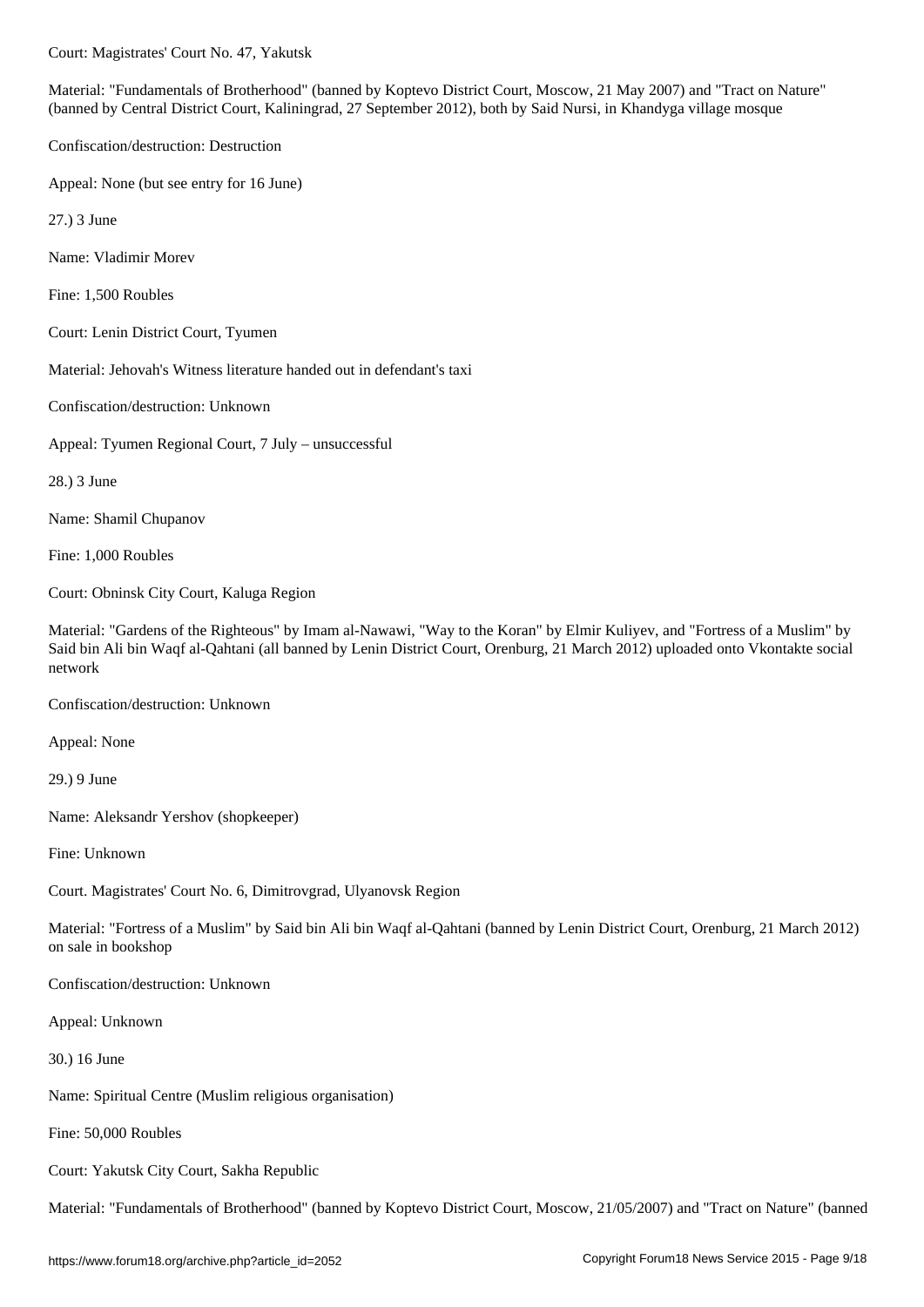Court: Magistrates' Court No. 47, Yakutsk

Material: "Fundamentals of Brotherhood" (banned by Koptevo District Court, Moscow, 21 May 2007) and "Tract on Nature" (banned by Central District Court, Kaliningrad, 27 September 2012), both by Said Nursi, in Khandyga village mosque

Confiscation/destruction: Destruction

Appeal: None (but see entry for 16 June)

27.) 3 June

Name: Vladimir Morev

Fine: 1,500 Roubles

Court: Lenin District Court, Tyumen

Material: Jehovah's Witness literature handed out in defendant's taxi

Confiscation/destruction: Unknown

Appeal: Tyumen Regional Court, 7 July – unsuccessful

28.) 3 June

Name: Shamil Chupanov

Fine: 1,000 Roubles

Court: Obninsk City Court, Kaluga Region

Material: "Gardens of the Righteous" by Imam al-Nawawi, "Way to the Koran" by Elmir Kuliyev, and "Fortress of a Muslim" by Said bin Ali bin Waqf al-Qahtani (all banned by Lenin District Court, Orenburg, 21 March 2012) uploaded onto Vkontakte social network

Confiscation/destruction: Unknown

Appeal: None

29.) 9 June

Name: Aleksandr Yershov (shopkeeper)

Fine: Unknown

Court. Magistrates' Court No. 6, Dimitrovgrad, Ulyanovsk Region

Material: "Fortress of a Muslim" by Said bin Ali bin Waqf al-Qahtani (banned by Lenin District Court, Orenburg, 21 March 2012) on sale in bookshop

Confiscation/destruction: Unknown

Appeal: Unknown

30.) 16 June

Name: Spiritual Centre (Muslim religious organisation)

Fine: 50,000 Roubles

Court: Yakutsk City Court, Sakha Republic

Material: "Fundamentals of Brotherhood" (banned by Koptevo District Court, Moscow, 21/05/2007) and "Tract on Nature" (banned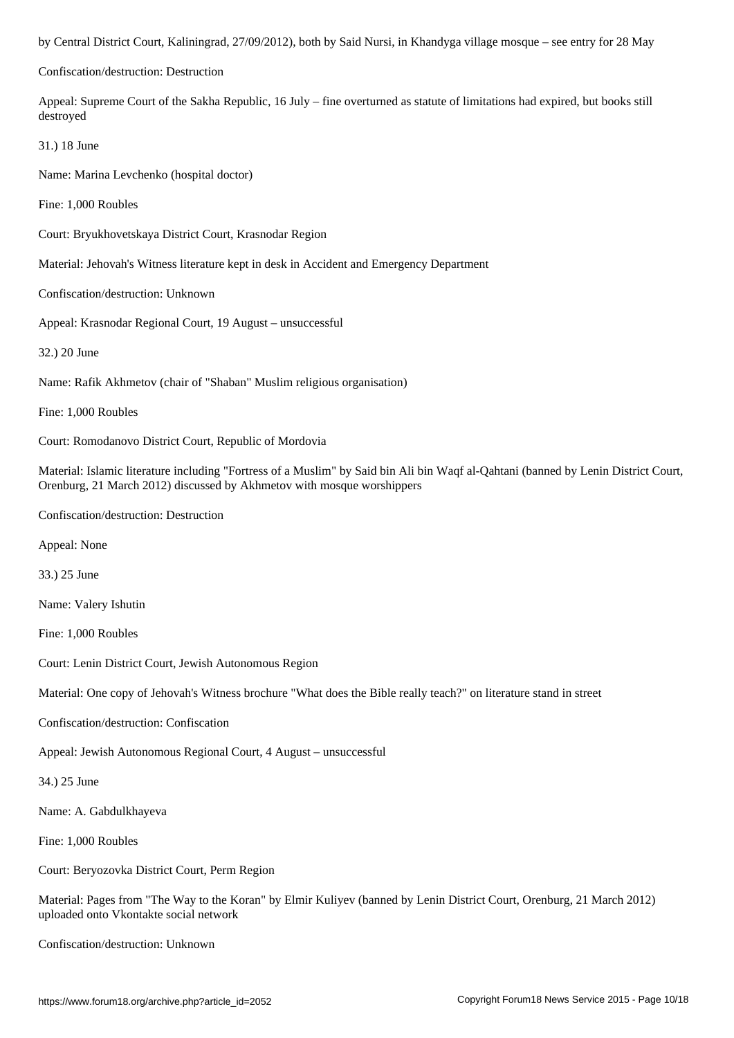by Central District Court, Kaliningrad, 27/09/2012), both by Said Nursi, in Khandyga village mosque – see entry for 28 May

Confiscation/destruction: Destruction

Appeal: Supreme Court of the Sakha Republic, 16 July – fine overturned as statute of limitations had expired, but books still destroyed

31.) 18 June

Name: Marina Levchenko (hospital doctor)

Fine: 1,000 Roubles

Court: Bryukhovetskaya District Court, Krasnodar Region

Material: Jehovah's Witness literature kept in desk in Accident and Emergency Department

Confiscation/destruction: Unknown

Appeal: Krasnodar Regional Court, 19 August – unsuccessful

32.) 20 June

Name: Rafik Akhmetov (chair of "Shaban" Muslim religious organisation)

Fine: 1,000 Roubles

Court: Romodanovo District Court, Republic of Mordovia

Material: Islamic literature including "Fortress of a Muslim" by Said bin Ali bin Waqf al-Qahtani (banned by Lenin District Court, Orenburg, 21 March 2012) discussed by Akhmetov with mosque worshippers

Confiscation/destruction: Destruction

Appeal: None

33.) 25 June

Name: Valery Ishutin

Fine: 1,000 Roubles

Court: Lenin District Court, Jewish Autonomous Region

Material: One copy of Jehovah's Witness brochure "What does the Bible really teach?" on literature stand in street

Confiscation/destruction: Confiscation

Appeal: Jewish Autonomous Regional Court, 4 August – unsuccessful

34.) 25 June

Name: A. Gabdulkhayeva

Fine: 1,000 Roubles

Court: Beryozovka District Court, Perm Region

Material: Pages from "The Way to the Koran" by Elmir Kuliyev (banned by Lenin District Court, Orenburg, 21 March 2012) uploaded onto Vkontakte social network

Confiscation/destruction: Unknown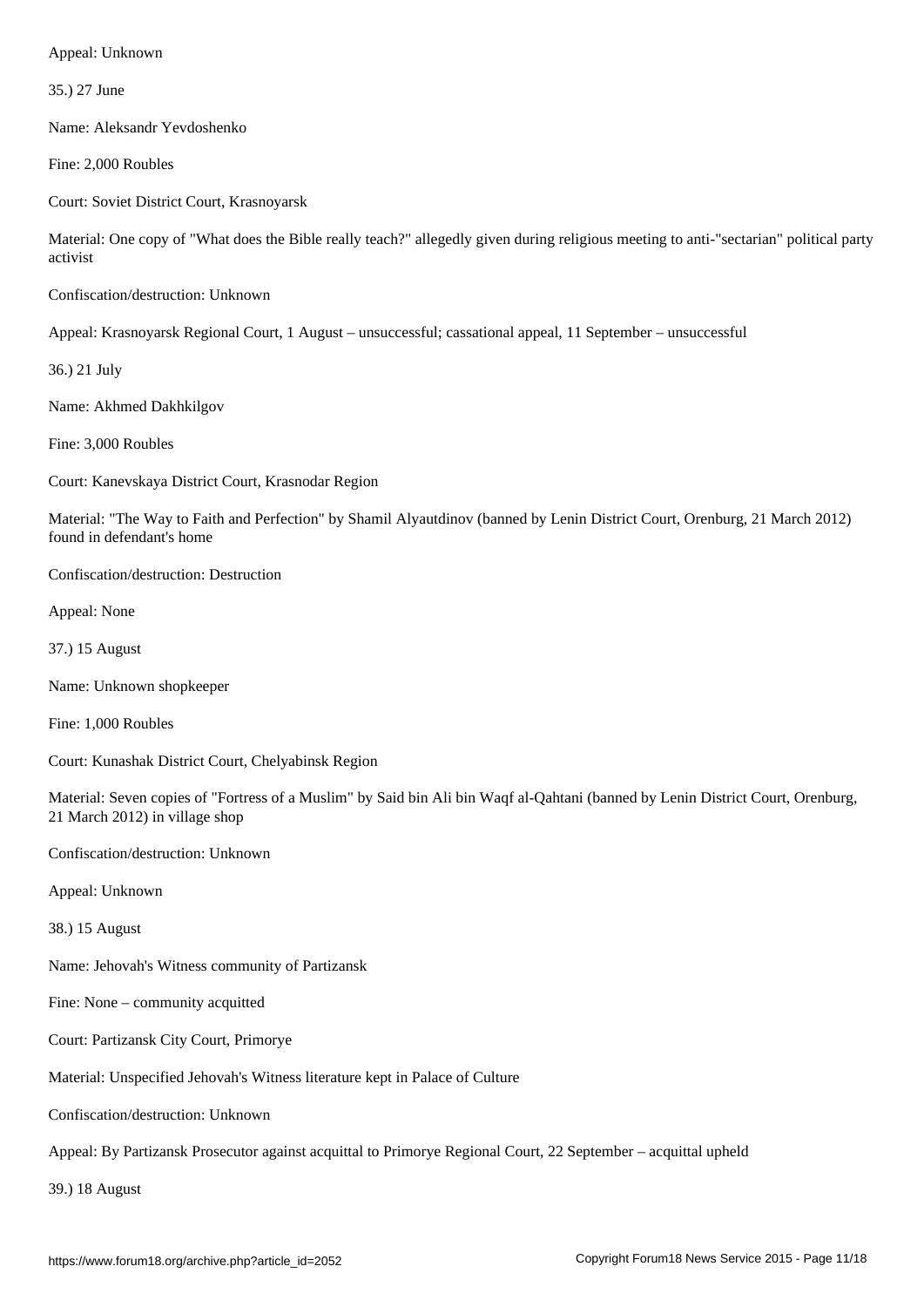Appeal: Unknown

35.) 27 June

Name: Aleksandr Yevdoshenko

Fine: 2,000 Roubles

Court: Soviet District Court, Krasnoyarsk

Material: One copy of "What does the Bible really teach?" allegedly given during religious meeting to anti-"sectarian" political party activist

Confiscation/destruction: Unknown

Appeal: Krasnoyarsk Regional Court, 1 August – unsuccessful; cassational appeal, 11 September – unsuccessful

36.) 21 July

Name: Akhmed Dakhkilgov

Fine: 3,000 Roubles

Court: Kanevskaya District Court, Krasnodar Region

Material: "The Way to Faith and Perfection" by Shamil Alyautdinov (banned by Lenin District Court, Orenburg, 21 March 2012) found in defendant's home

Confiscation/destruction: Destruction

Appeal: None

37.) 15 August

Name: Unknown shopkeeper

Fine: 1,000 Roubles

Court: Kunashak District Court, Chelyabinsk Region

Material: Seven copies of "Fortress of a Muslim" by Said bin Ali bin Waqf al-Qahtani (banned by Lenin District Court, Orenburg, 21 March 2012) in village shop

Confiscation/destruction: Unknown

Appeal: Unknown

38.) 15 August

Name: Jehovah's Witness community of Partizansk

Fine: None – community acquitted

Court: Partizansk City Court, Primorye

Material: Unspecified Jehovah's Witness literature kept in Palace of Culture

Confiscation/destruction: Unknown

Appeal: By Partizansk Prosecutor against acquittal to Primorye Regional Court, 22 September – acquittal upheld

39.) 18 August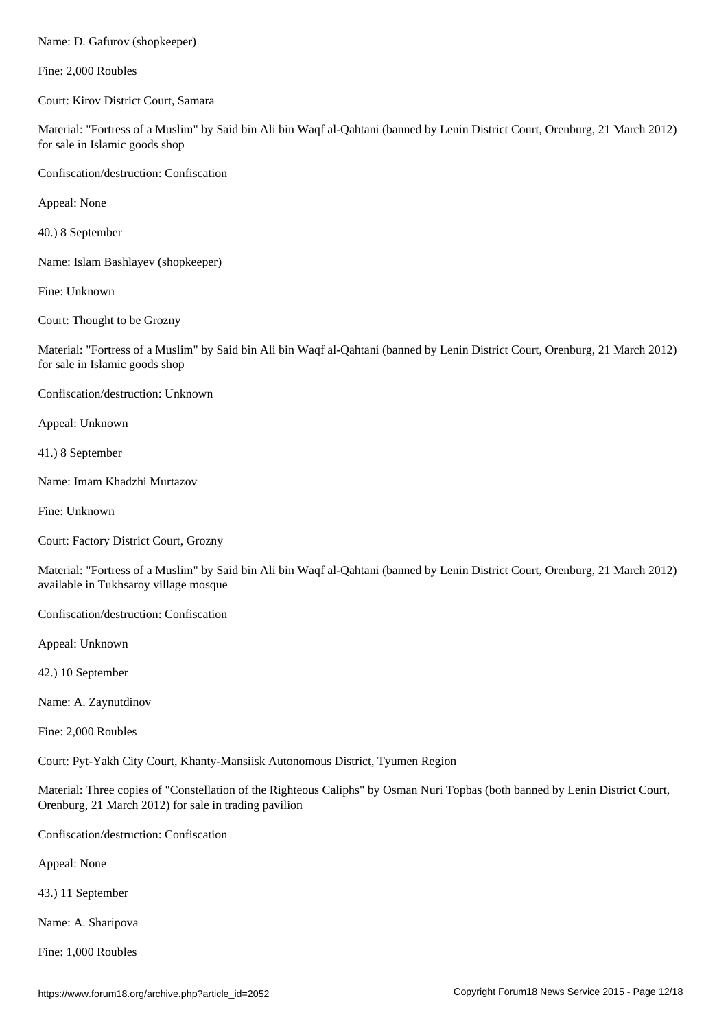Name: D. Gafurov (shopkeeper)

Fine: 2,000 Roubles

Court: Kirov District Court, Samara

Material: "Fortress of a Muslim" by Said bin Ali bin Waqf al-Qahtani (banned by Lenin District Court, Orenburg, 21 March 2012) for sale in Islamic goods shop

Confiscation/destruction: Confiscation

Appeal: None

40.) 8 September

Name: Islam Bashlayev (shopkeeper)

Fine: Unknown

Court: Thought to be Grozny

Material: "Fortress of a Muslim" by Said bin Ali bin Waqf al-Qahtani (banned by Lenin District Court, Orenburg, 21 March 2012) for sale in Islamic goods shop

Confiscation/destruction: Unknown

Appeal: Unknown

41.) 8 September

Name: Imam Khadzhi Murtazov

Fine: Unknown

Court: Factory District Court, Grozny

Material: "Fortress of a Muslim" by Said bin Ali bin Waqf al-Qahtani (banned by Lenin District Court, Orenburg, 21 March 2012) available in Tukhsaroy village mosque

Confiscation/destruction: Confiscation

Appeal: Unknown

42.) 10 September

Name: A. Zaynutdinov

Fine: 2,000 Roubles

Court: Pyt-Yakh City Court, Khanty-Mansiisk Autonomous District, Tyumen Region

Material: Three copies of "Constellation of the Righteous Caliphs" by Osman Nuri Topbas (both banned by Lenin District Court, Orenburg, 21 March 2012) for sale in trading pavilion

Confiscation/destruction: Confiscation

Appeal: None

43.) 11 September

Name: A. Sharipova

Fine: 1,000 Roubles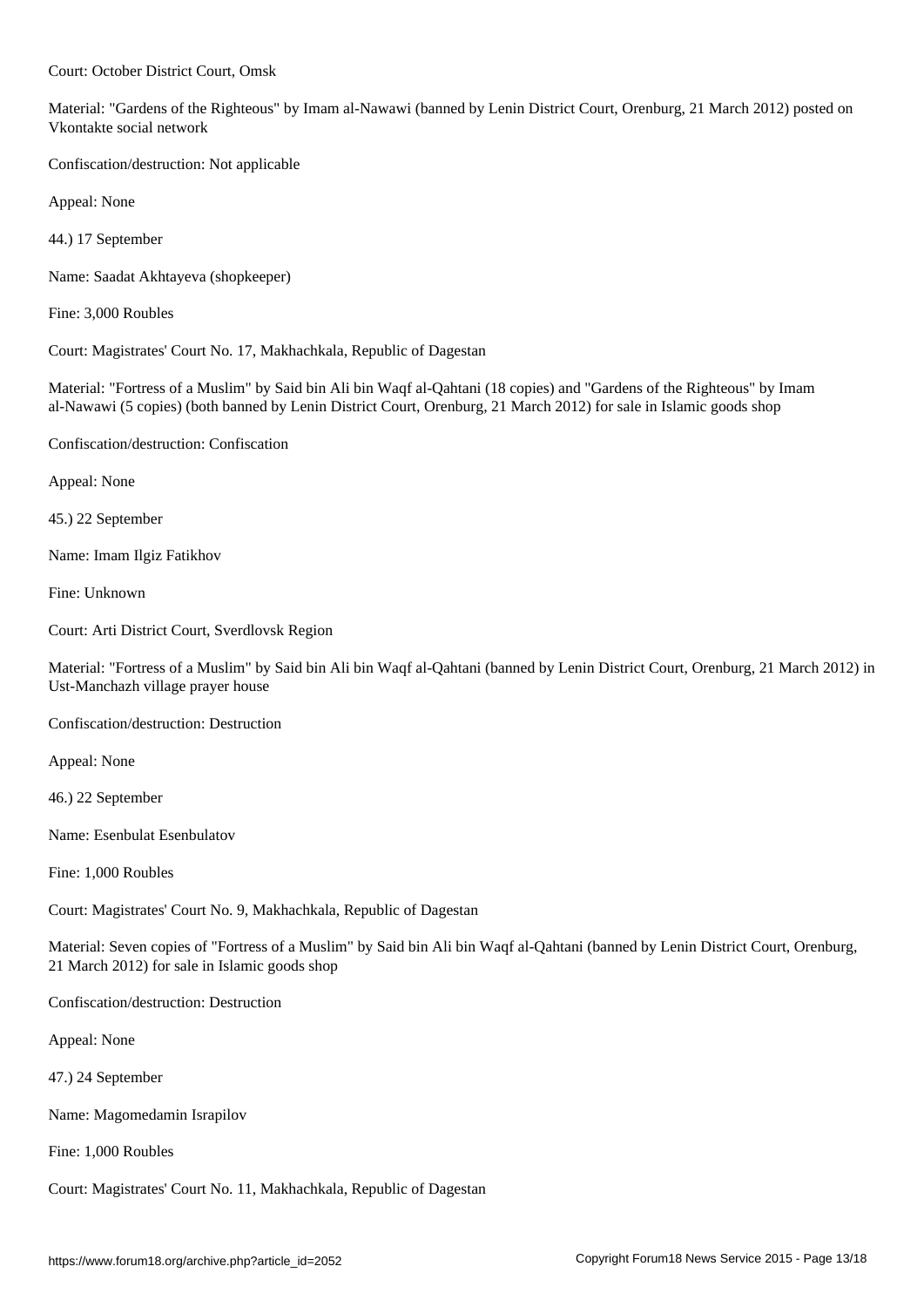Court: October District Court, Omsk

Material: "Gardens of the Righteous" by Imam al-Nawawi (banned by Lenin District Court, Orenburg, 21 March 2012) posted on Vkontakte social network

Confiscation/destruction: Not applicable

Appeal: None

44.) 17 September

Name: Saadat Akhtayeva (shopkeeper)

Fine: 3,000 Roubles

Court: Magistrates' Court No. 17, Makhachkala, Republic of Dagestan

Material: "Fortress of a Muslim" by Said bin Ali bin Waqf al-Qahtani (18 copies) and "Gardens of the Righteous" by Imam al-Nawawi (5 copies) (both banned by Lenin District Court, Orenburg, 21 March 2012) for sale in Islamic goods shop

Confiscation/destruction: Confiscation

Appeal: None

45.) 22 September

Name: Imam Ilgiz Fatikhov

Fine: Unknown

Court: Arti District Court, Sverdlovsk Region

Material: "Fortress of a Muslim" by Said bin Ali bin Waqf al-Qahtani (banned by Lenin District Court, Orenburg, 21 March 2012) in Ust-Manchazh village prayer house

Confiscation/destruction: Destruction

Appeal: None

46.) 22 September

Name: Esenbulat Esenbulatov

Fine: 1,000 Roubles

Court: Magistrates' Court No. 9, Makhachkala, Republic of Dagestan

Material: Seven copies of "Fortress of a Muslim" by Said bin Ali bin Waqf al-Qahtani (banned by Lenin District Court, Orenburg, 21 March 2012) for sale in Islamic goods shop

Confiscation/destruction: Destruction

Appeal: None

47.) 24 September

Name: Magomedamin Israpilov

Fine: 1,000 Roubles

Court: Magistrates' Court No. 11, Makhachkala, Republic of Dagestan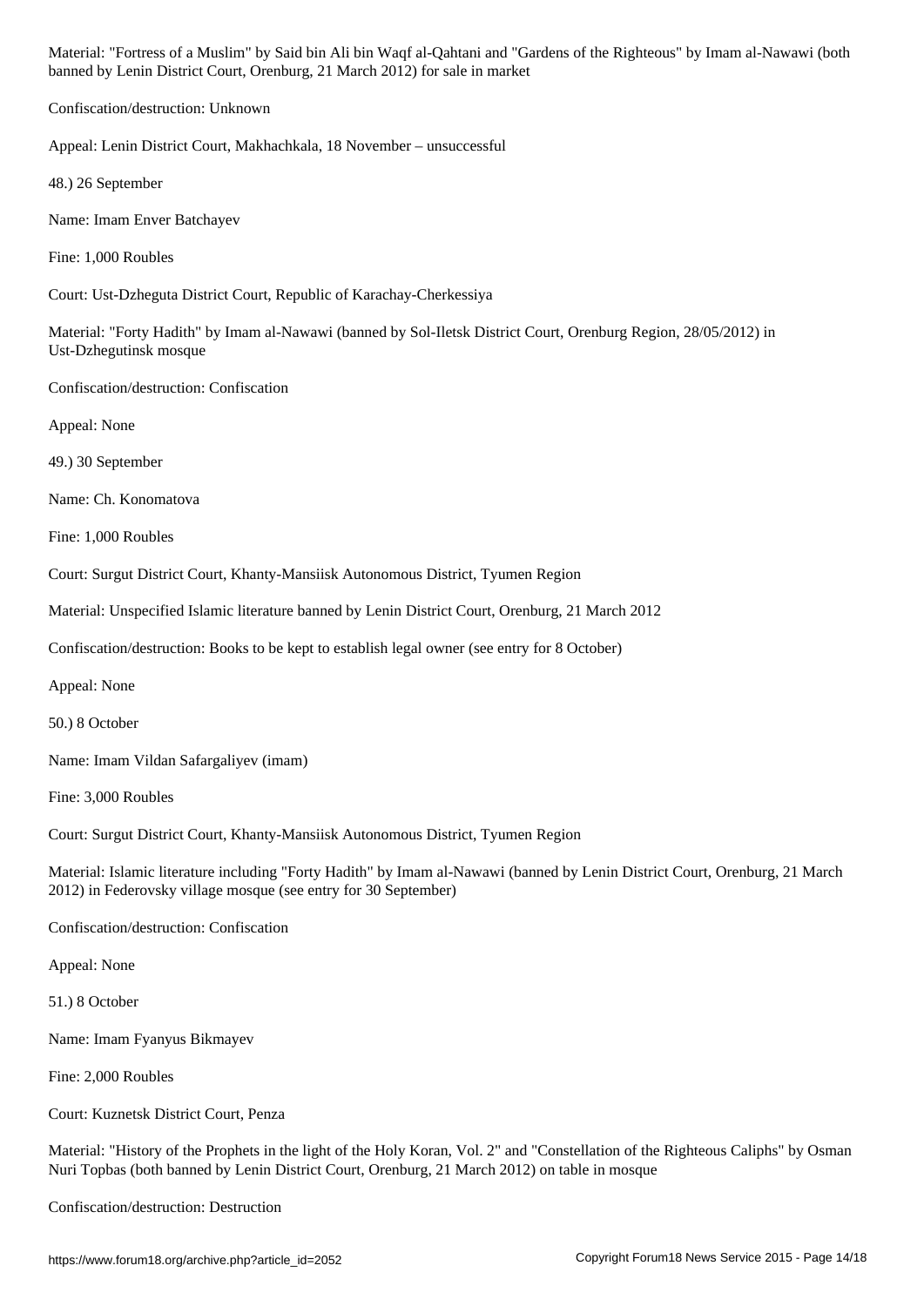Material: "Fortress of a Muslim" by Said bin Ali bin Waqf al-Qahtani and "Gardens of the Righteous" by Imam al-Nawawi (both banned by Lenin District Court, Orenburg, 21 March 2012) for sale in market

Confiscation/destruction: Unknown

Appeal: Lenin District Court, Makhachkala, 18 November – unsuccessful

48.) 26 September

Name: Imam Enver Batchayev

Fine: 1,000 Roubles

Court: Ust-Dzheguta District Court, Republic of Karachay-Cherkessiya

Material: "Forty Hadith" by Imam al-Nawawi (banned by Sol-Iletsk District Court, Orenburg Region, 28/05/2012) in Ust-Dzhegutinsk mosque

Confiscation/destruction: Confiscation

Appeal: None

49.) 30 September

Name: Ch. Konomatova

Fine: 1,000 Roubles

Court: Surgut District Court, Khanty-Mansiisk Autonomous District, Tyumen Region

Material: Unspecified Islamic literature banned by Lenin District Court, Orenburg, 21 March 2012

Confiscation/destruction: Books to be kept to establish legal owner (see entry for 8 October)

Appeal: None

50.) 8 October

Name: Imam Vildan Safargaliyev (imam)

Fine: 3,000 Roubles

Court: Surgut District Court, Khanty-Mansiisk Autonomous District, Tyumen Region

Material: Islamic literature including "Forty Hadith" by Imam al-Nawawi (banned by Lenin District Court, Orenburg, 21 March 2012) in Federovsky village mosque (see entry for 30 September)

Confiscation/destruction: Confiscation

Appeal: None

51.) 8 October

Name: Imam Fyanyus Bikmayev

Fine: 2,000 Roubles

Court: Kuznetsk District Court, Penza

Material: "History of the Prophets in the light of the Holy Koran, Vol. 2" and "Constellation of the Righteous Caliphs" by Osman Nuri Topbas (both banned by Lenin District Court, Orenburg, 21 March 2012) on table in mosque

Confiscation/destruction: Destruction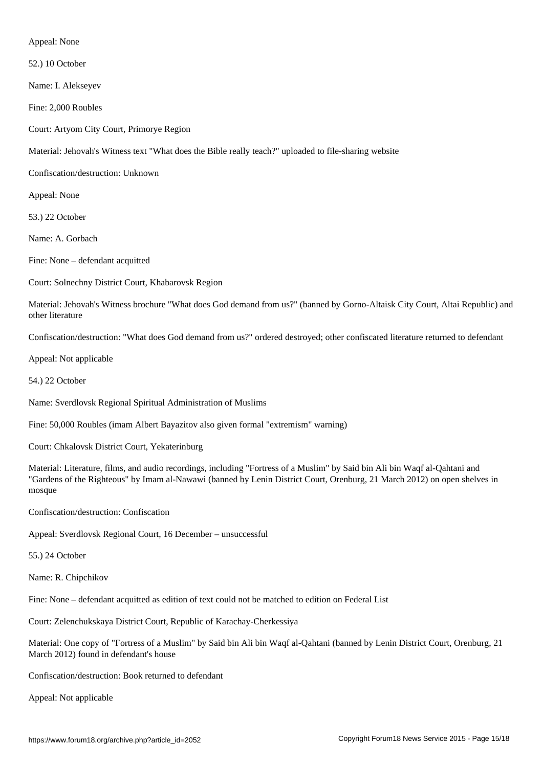Appeal: None

52.) 10 October

Name: I. Alekseyev

Fine: 2,000 Roubles

Court: Artyom City Court, Primorye Region

Material: Jehovah's Witness text "What does the Bible really teach?" uploaded to file-sharing website

Confiscation/destruction: Unknown

Appeal: None

53.) 22 October

Name: A. Gorbach

Fine: None – defendant acquitted

Court: Solnechny District Court, Khabarovsk Region

Material: Jehovah's Witness brochure "What does God demand from us?" (banned by Gorno-Altaisk City Court, Altai Republic) and other literature

Confiscation/destruction: "What does God demand from us?" ordered destroyed; other confiscated literature returned to defendant

Appeal: Not applicable

54.) 22 October

Name: Sverdlovsk Regional Spiritual Administration of Muslims

Fine: 50,000 Roubles (imam Albert Bayazitov also given formal "extremism" warning)

Court: Chkalovsk District Court, Yekaterinburg

Material: Literature, films, and audio recordings, including "Fortress of a Muslim" by Said bin Ali bin Waqf al-Qahtani and "Gardens of the Righteous" by Imam al-Nawawi (banned by Lenin District Court, Orenburg, 21 March 2012) on open shelves in mosque

Confiscation/destruction: Confiscation

Appeal: Sverdlovsk Regional Court, 16 December – unsuccessful

55.) 24 October

Name: R. Chipchikov

Fine: None – defendant acquitted as edition of text could not be matched to edition on Federal List

Court: Zelenchukskaya District Court, Republic of Karachay-Cherkessiya

Material: One copy of "Fortress of a Muslim" by Said bin Ali bin Waqf al-Qahtani (banned by Lenin District Court, Orenburg, 21 March 2012) found in defendant's house

Confiscation/destruction: Book returned to defendant

Appeal: Not applicable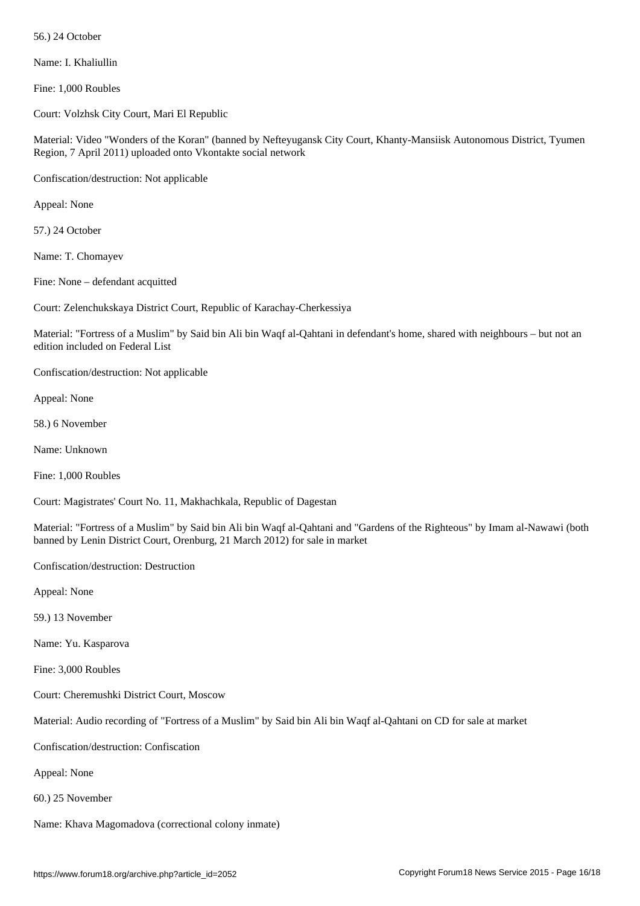56.) 24 October

Name: I. Khaliullin

Fine: 1,000 Roubles

Court: Volzhsk City Court, Mari El Republic

Material: Video "Wonders of the Koran" (banned by Nefteyugansk City Court, Khanty-Mansiisk Autonomous District, Tyumen Region, 7 April 2011) uploaded onto Vkontakte social network

Confiscation/destruction: Not applicable

Appeal: None

57.) 24 October

Name: T. Chomayev

Fine: None – defendant acquitted

Court: Zelenchukskaya District Court, Republic of Karachay-Cherkessiya

Material: "Fortress of a Muslim" by Said bin Ali bin Waqf al-Qahtani in defendant's home, shared with neighbours – but not an edition included on Federal List

Confiscation/destruction: Not applicable

Appeal: None

58.) 6 November

Name: Unknown

Fine: 1,000 Roubles

Court: Magistrates' Court No. 11, Makhachkala, Republic of Dagestan

Material: "Fortress of a Muslim" by Said bin Ali bin Waqf al-Qahtani and "Gardens of the Righteous" by Imam al-Nawawi (both banned by Lenin District Court, Orenburg, 21 March 2012) for sale in market

Confiscation/destruction: Destruction

Appeal: None

59.) 13 November

Name: Yu. Kasparova

Fine: 3,000 Roubles

Court: Cheremushki District Court, Moscow

Material: Audio recording of "Fortress of a Muslim" by Said bin Ali bin Waqf al-Qahtani on CD for sale at market

Confiscation/destruction: Confiscation

Appeal: None

60.) 25 November

Name: Khava Magomadova (correctional colony inmate)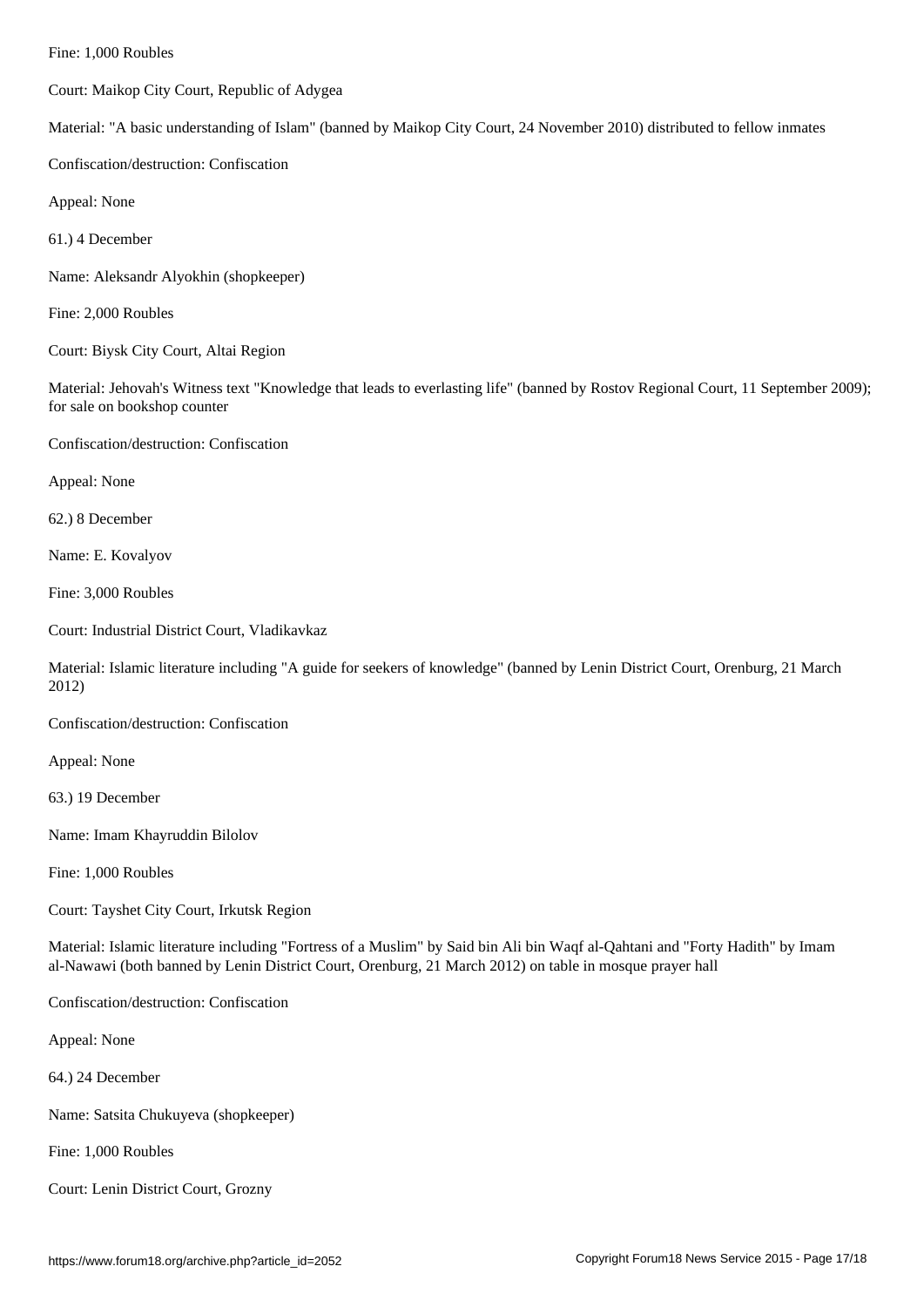Fine: 1,000 Roubles

Court: Maikop City Court, Republic of Adygea

Material: "A basic understanding of Islam" (banned by Maikop City Court, 24 November 2010) distributed to fellow inmates

Confiscation/destruction: Confiscation

Appeal: None

61.) 4 December

Name: Aleksandr Alyokhin (shopkeeper)

Fine: 2,000 Roubles

Court: Biysk City Court, Altai Region

Material: Jehovah's Witness text "Knowledge that leads to everlasting life" (banned by Rostov Regional Court, 11 September 2009); for sale on bookshop counter

Confiscation/destruction: Confiscation

Appeal: None

62.) 8 December

Name: E. Kovalyov

Fine: 3,000 Roubles

Court: Industrial District Court, Vladikavkaz

Material: Islamic literature including "A guide for seekers of knowledge" (banned by Lenin District Court, Orenburg, 21 March 2012)

Confiscation/destruction: Confiscation

Appeal: None

63.) 19 December

Name: Imam Khayruddin Bilolov

Fine: 1,000 Roubles

Court: Tayshet City Court, Irkutsk Region

Material: Islamic literature including "Fortress of a Muslim" by Said bin Ali bin Waqf al-Qahtani and "Forty Hadith" by Imam al-Nawawi (both banned by Lenin District Court, Orenburg, 21 March 2012) on table in mosque prayer hall

Confiscation/destruction: Confiscation

Appeal: None

64.) 24 December

Name: Satsita Chukuyeva (shopkeeper)

Fine: 1,000 Roubles

Court: Lenin District Court, Grozny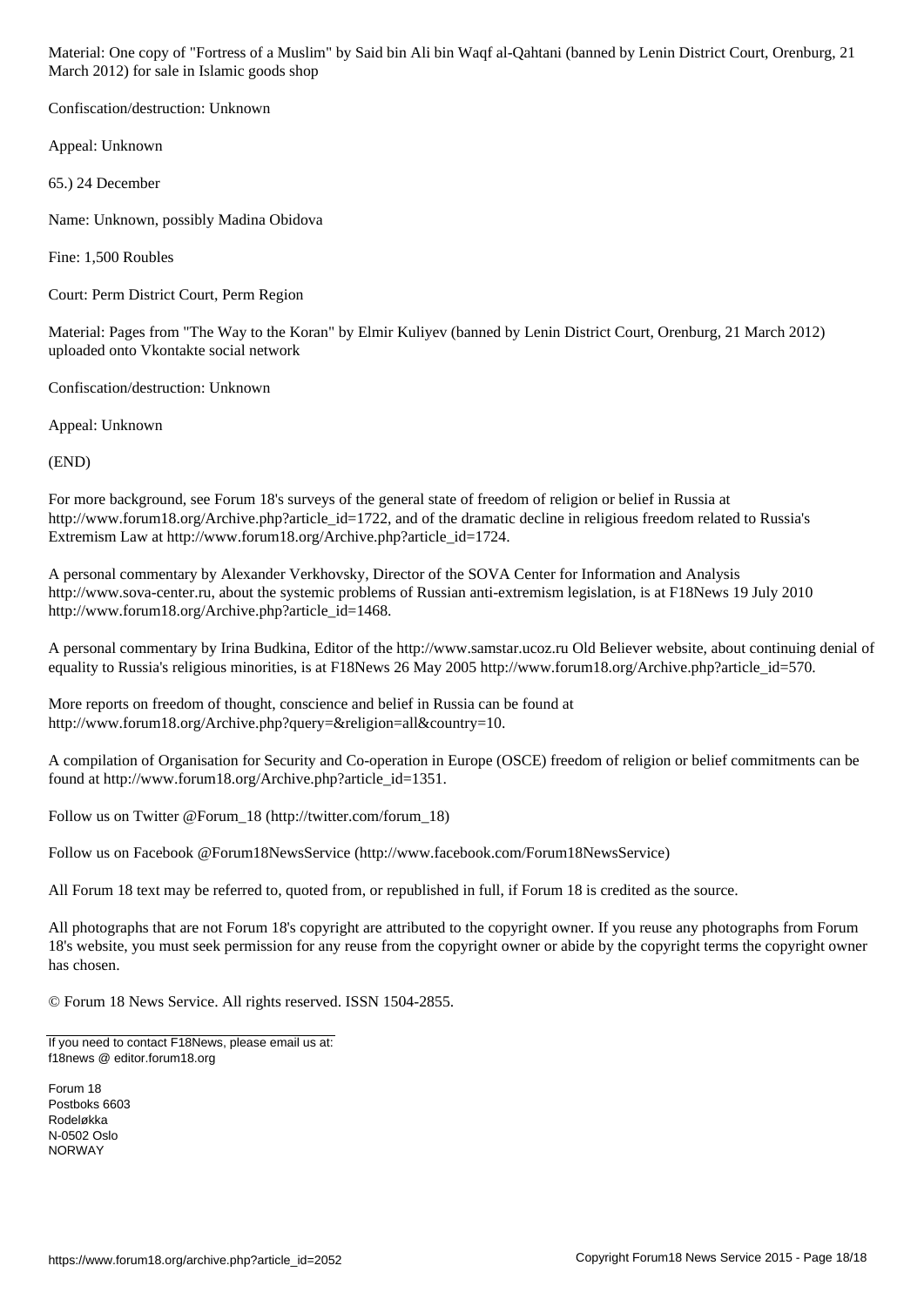Material: One copy of "Fortress of a Muslim" by Said bin Ali bin Waqf al-Qahtani (banned by Lenin District Court, Orenburg, 21 March 2012) for sale in Islamic goods shop

Confiscation/destruction: Unknown

Appeal: Unknown

65.) 24 December

Name: Unknown, possibly Madina Obidova

Fine: 1,500 Roubles

Court: Perm District Court, Perm Region

Material: Pages from "The Way to the Koran" by Elmir Kuliyev (banned by Lenin District Court, Orenburg, 21 March 2012) uploaded onto Vkontakte social network

Confiscation/destruction: Unknown

Appeal: Unknown

(END)

For more background, see Forum 18's surveys of the general state of freedom of religion or belief in Russia at http://www.forum18.org/Archive.php?article_id=1722, and of the dramatic decline in religious freedom related to Russia's Extremism Law at http://www.forum18.org/Archive.php?article_id=1724.

A personal commentary by Alexander Verkhovsky, Director of the SOVA Center for Information and Analysis http://www.sova-center.ru, about the systemic problems of Russian anti-extremism legislation, is at F18News 19 July 2010 http://www.forum18.org/Archive.php?article_id=1468.

A personal commentary by Irina Budkina, Editor of the http://www.samstar.ucoz.ru Old Believer website, about continuing denial of equality to Russia's religious minorities, is at F18News 26 May 2005 http://www.forum18.org/Archive.php?article_id=570.

More reports on freedom of thought, conscience and belief in Russia can be found at http://www.forum18.org/Archive.php?query=&religion=all&country=10.

A compilation of Organisation for Security and Co-operation in Europe (OSCE) freedom of religion or belief commitments can be found at http://www.forum18.org/Archive.php?article_id=1351.

Follow us on Twitter @Forum_18 (http://twitter.com/forum_18)

Follow us on Facebook @Forum18NewsService (http://www.facebook.com/Forum18NewsService)

All Forum 18 text may be referred to, quoted from, or republished in full, if Forum 18 is credited as the source.

All photographs that are not Forum 18's copyright are attributed to the copyright owner. If you reuse any photographs from Forum 18's website, you must seek permission for any reuse from the copyright owner or abide by the copyright terms the copyright owner has chosen.

© Forum 18 News Service. All rights reserved. ISSN 1504-2855.

If you need to contact F18News, please email us at:
f18news @ editor.forum18.org

Forum 18
Postboks 6603
Rodeløkka
N-0502 Oslo
NORWAY